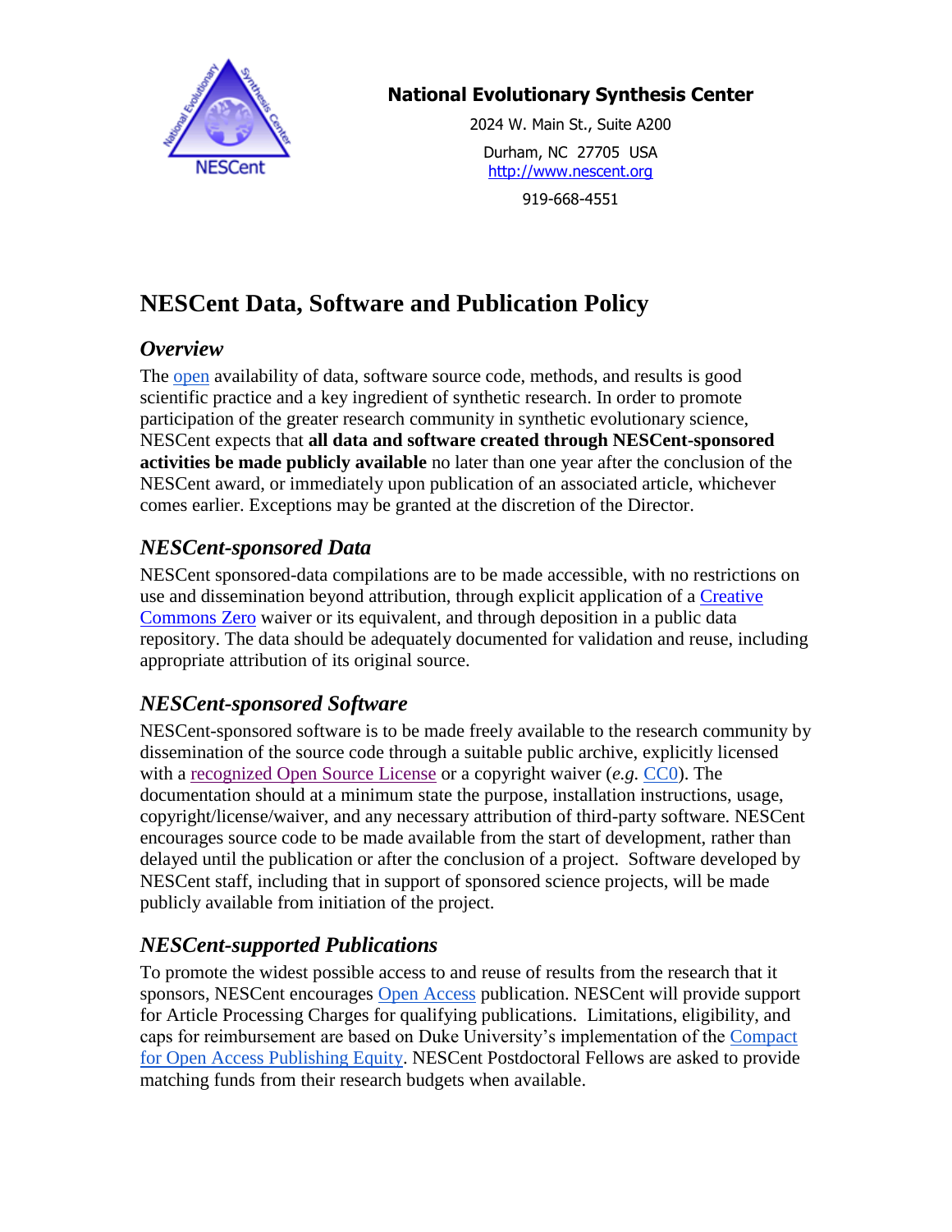**National Evolutionary Synthesis Center**

2024 W. Main St., Suite A200

Durham, NC 27705 USA
http://www.nescent.org

919-668-4551

# NESCent Data, Software and Publication Policy

## *Overview*

The open availability of data, software source code, methods, and results is good scientific practice and a key ingredient of synthetic research. In order to promote participation of the greater research community in synthetic evolutionary science, NESCent expects that **all data and software created through NESCent-sponsored activities be made publicly available** no later than one year after the conclusion of the NESCent award, or immediately upon publication of an associated article, whichever comes earlier. Exceptions may be granted at the discretion of the Director.

## *NESCent-sponsored Data*

NESCent sponsored-data compilations are to be made accessible, with no restrictions on use and dissemination beyond attribution, through explicit application of a Creative Commons Zero waiver or its equivalent, and through deposition in a public data repository. The data should be adequately documented for validation and reuse, including appropriate attribution of its original source.

## *NESCent-sponsored Software*

NESCent-sponsored software is to be made freely available to the research community by dissemination of the source code through a suitable public archive, explicitly licensed with a recognized Open Source License or a copyright waiver (*e.g.* CC0). The documentation should at a minimum state the purpose, installation instructions, usage, copyright/license/waiver, and any necessary attribution of third-party software. NESCent encourages source code to be made available from the start of development, rather than delayed until the publication or after the conclusion of a project. Software developed by NESCent staff, including that in support of sponsored science projects, will be made publicly available from initiation of the project.

## *NESCent-supported Publications*

To promote the widest possible access to and reuse of results from the research that it sponsors, NESCent encourages Open Access publication. NESCent will provide support for Article Processing Charges for qualifying publications. Limitations, eligibility, and caps for reimbursement are based on Duke University's implementation of the Compact for Open Access Publishing Equity. NESCent Postdoctoral Fellows are asked to provide matching funds from their research budgets when available.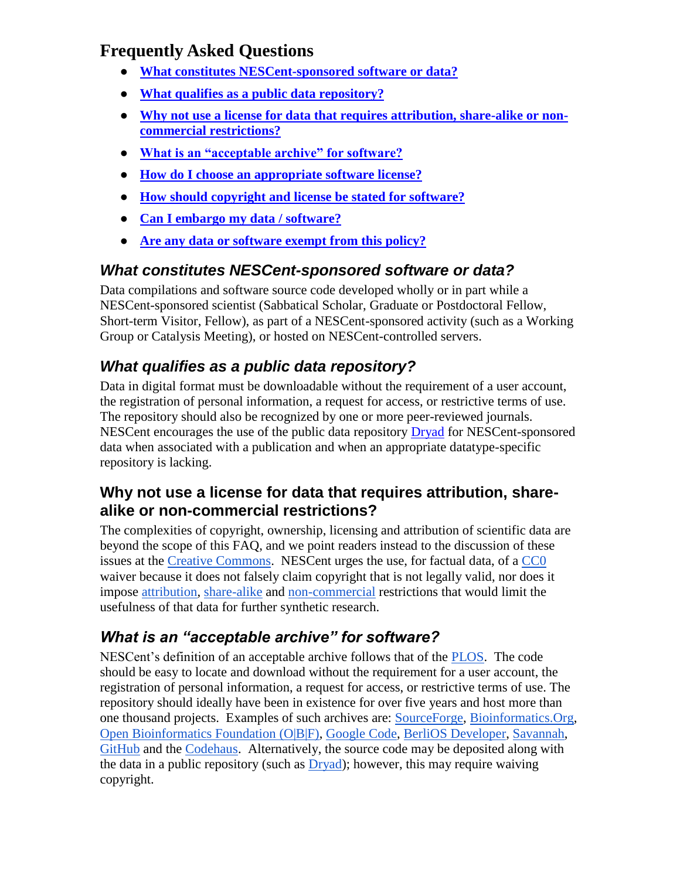## Frequently Asked Questions

- **What constitutes NESCent-sponsored software or data?**
- **What qualifies as a public data repository?**
- **Why not use a license for data that requires attribution, share-alike or non-commercial restrictions?**
- **What is an "acceptable archive" for software?**
- **How do I choose an appropriate software license?**
- **How should copyright and license be stated for software?**
- **Can I embargo my data / software?**
- **Are any data or software exempt from this policy?**

### *What constitutes NESCent-sponsored software or data?*

Data compilations and software source code developed wholly or in part while a NESCent-sponsored scientist (Sabbatical Scholar, Graduate or Postdoctoral Fellow, Short-term Visitor, Fellow), as part of a NESCent-sponsored activity (such as a Working Group or Catalysis Meeting), or hosted on NESCent-controlled servers.

### *What qualifies as a public data repository?*

Data in digital format must be downloadable without the requirement of a user account, the registration of personal information, a request for access, or restrictive terms of use. The repository should also be recognized by one or more peer-reviewed journals. NESCent encourages the use of the public data repository Dryad for NESCent-sponsored data when associated with a publication and when an appropriate datatype-specific repository is lacking.

### Why not use a license for data that requires attribution, share-alike or non-commercial restrictions?

The complexities of copyright, ownership, licensing and attribution of scientific data are beyond the scope of this FAQ, and we point readers instead to the discussion of these issues at the Creative Commons. NESCent urges the use, for factual data, of a CC0 waiver because it does not falsely claim copyright that is not legally valid, nor does it impose attribution, share-alike and non-commercial restrictions that would limit the usefulness of that data for further synthetic research.

### *What is an "acceptable archive" for software?*

NESCent's definition of an acceptable archive follows that of the PLOS. The code should be easy to locate and download without the requirement for a user account, the registration of personal information, a request for access, or restrictive terms of use. The repository should ideally have been in existence for over five years and host more than one thousand projects. Examples of such archives are: SourceForge, Bioinformatics.Org, Open Bioinformatics Foundation (O|B|F), Google Code, BerliOS Developer, Savannah, GitHub and the Codehaus. Alternatively, the source code may be deposited along with the data in a public repository (such as Dryad); however, this may require waiving copyright.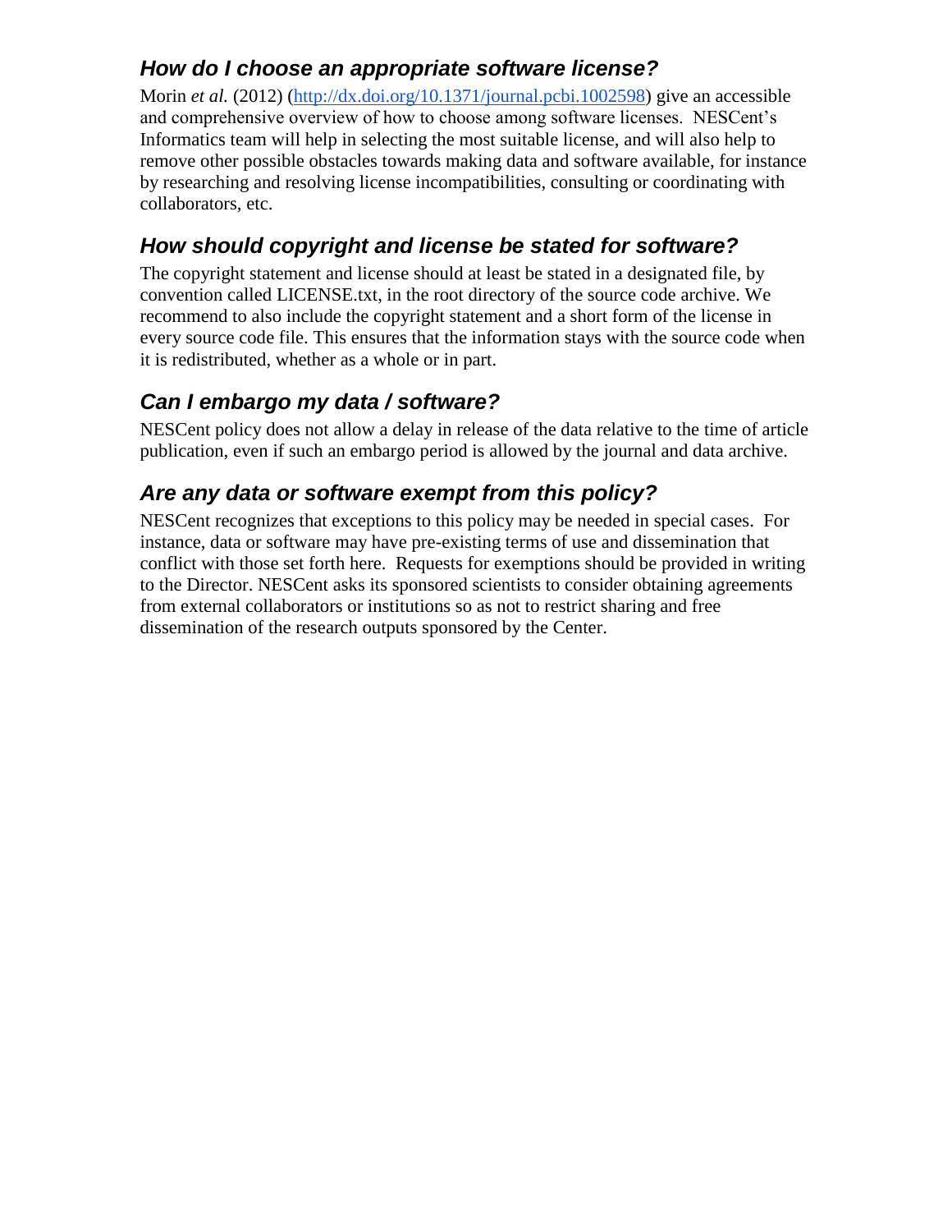### *How do I choose an appropriate software license?*

Morin *et al.* (2012) (http://dx.doi.org/10.1371/journal.pcbi.1002598) give an accessible and comprehensive overview of how to choose among software licenses. NESCent's Informatics team will help in selecting the most suitable license, and will also help to remove other possible obstacles towards making data and software available, for instance by researching and resolving license incompatibilities, consulting or coordinating with collaborators, etc.

### *How should copyright and license be stated for software?*

The copyright statement and license should at least be stated in a designated file, by convention called LICENSE.txt, in the root directory of the source code archive. We recommend to also include the copyright statement and a short form of the license in every source code file. This ensures that the information stays with the source code when it is redistributed, whether as a whole or in part.

### *Can I embargo my data / software?*

NESCent policy does not allow a delay in release of the data relative to the time of article publication, even if such an embargo period is allowed by the journal and data archive.

### *Are any data or software exempt from this policy?*

NESCent recognizes that exceptions to this policy may be needed in special cases. For instance, data or software may have pre-existing terms of use and dissemination that conflict with those set forth here. Requests for exemptions should be provided in writing to the Director. NESCent asks its sponsored scientists to consider obtaining agreements from external collaborators or institutions so as not to restrict sharing and free dissemination of the research outputs sponsored by the Center.